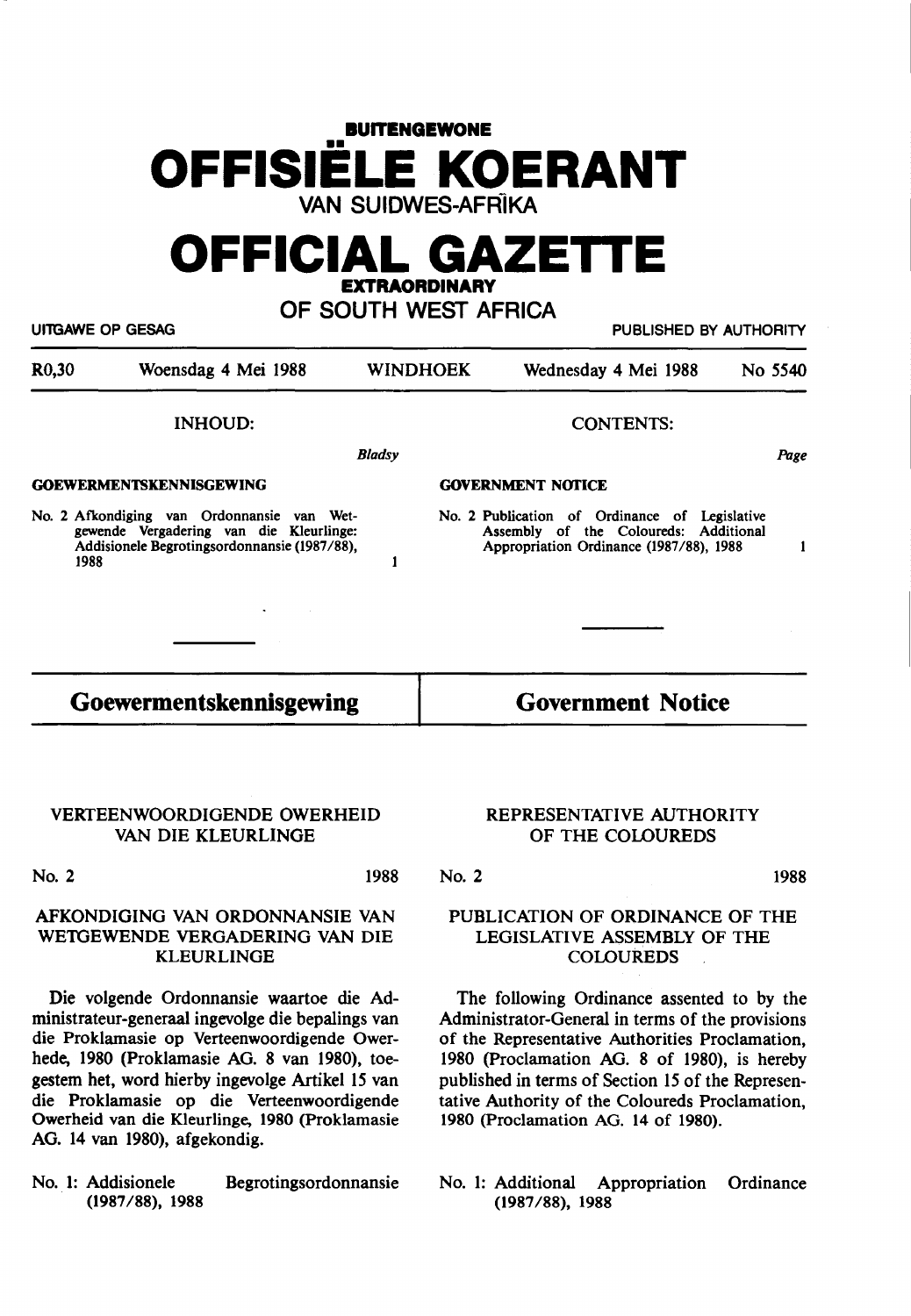# BUITENGEWONE OFFISIËLE KOERANT VAN SUIDWES-AFRIKA

# OFFICIAL GAZETTE EXTRAORDINARY OF SOUTH WEST AFRICA

UITGAWE OP GESAG — PUBLISHED BY AUTHORITY

R0,30 — Woensdag 4 Mei 1988 — WINDHOEK — Wednesday 4 Mei 1988 — No 5540

## INHOUD:

*Bladsy*

**GOEWERMENTSKENNISGEWING**

No. 2 Afkondiging van Ordonnansie van Wetgewende Vergadering van die Kleurlinge: Addisionele Begrotingsordonnansie (1987/88), 1988 — 1

## CONTENTS:

*Page*

**GOVERNMENT NOTICE**

No. 2 Publication of Ordinance of Legislative Assembly of the Coloureds: Additional Appropriation Ordinance (1987/88), 1988 — 1

## Goewermentskennisgewing

### VERTEENWOORDIGENDE OWERHEID VAN DIE KLEURLINGE

No. 2 — 1988

### AFKONDIGING VAN ORDONNANSIE VAN WETGEWENDE VERGADERING VAN DIE KLEURLINGE

Die volgende Ordonnansie waartoe die Administrateur-generaal ingevolge die bepalings van die Proklamasie op Verteenwoordigende Owerhede, 1980 (Proklamasie AG. 8 van 1980), toegestem het, word hierby ingevolge Artikel 15 van die Proklamasie op die Verteenwoordigende Owerheid van die Kleurlinge, 1980 (Proklamasie AG. 14 van 1980), afgekondig.

No. 1: Addisionele Begrotingsordonnansie (1987/88), 1988

## Government Notice

### REPRESENTATIVE AUTHORITY OF THE COLOUREDS

No. 2 — 1988

### PUBLICATION OF ORDINANCE OF THE LEGISLATIVE ASSEMBLY OF THE COLOUREDS

The following Ordinance assented to by the Administrator-General in terms of the provisions of the Representative Authorities Proclamation, 1980 (Proclamation AG. 8 of 1980), is hereby published in terms of Section 15 of the Representative Authority of the Coloureds Proclamation, 1980 (Proclamation AG. 14 of 1980).

No. 1: Additional Appropriation Ordinance (1987/88), 1988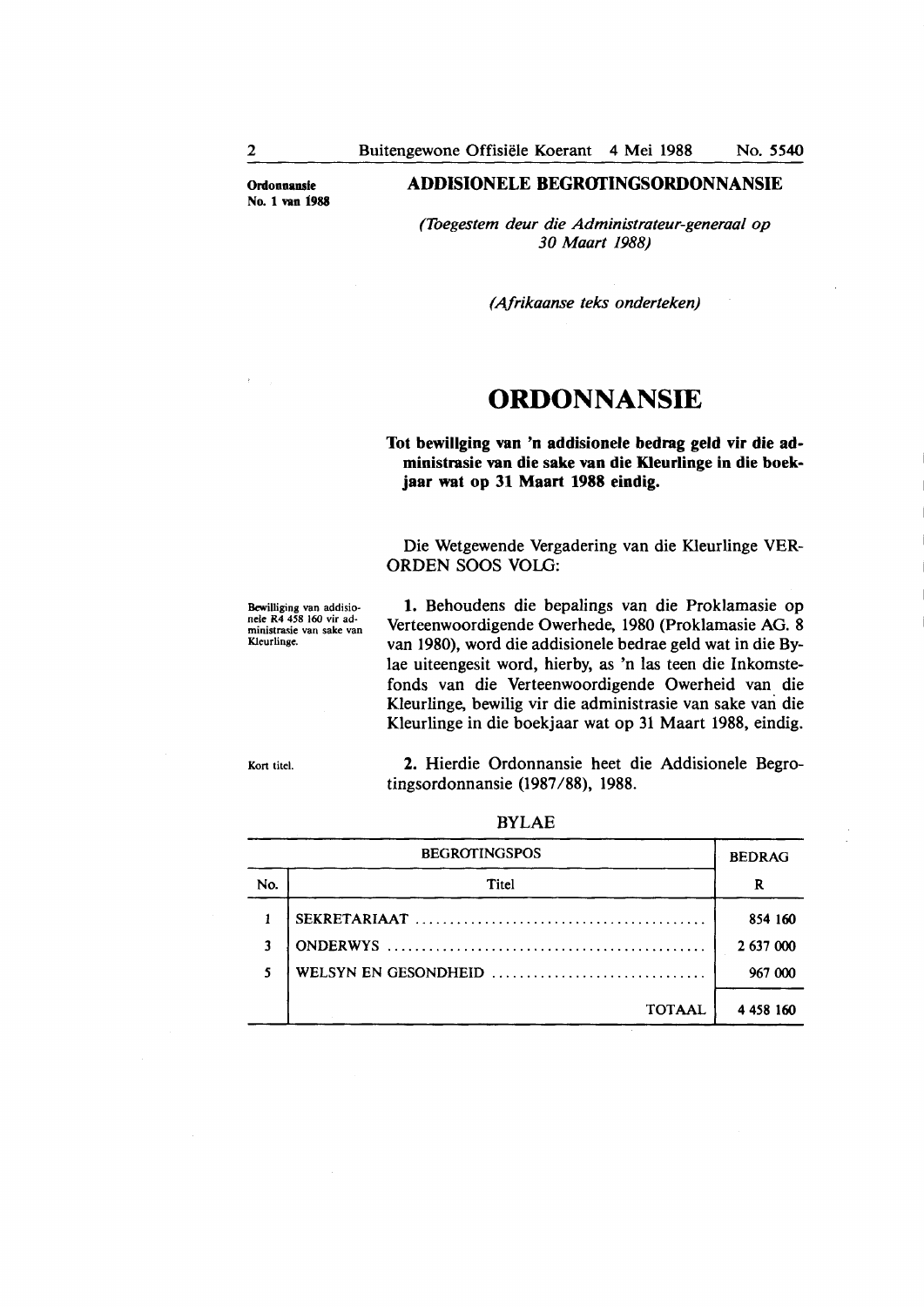**Ordonnansie No. 1 van 1988**

## ADDISIONELE BEGROTINGSORDONNANSIE

*(Toegestem deur die Administrateur-generaal op 30 Maart 1988)*

*(Afrikaanse teks onderteken)*

# ORDONNANSIE

**Tot bewilliging van 'n addisionele bedrag geld vir die administrasie van die sake van die Kleurlinge in die boekjaar wat op 31 Maart 1988 eindig.**

Die Wetgewende Vergadering van die Kleurlinge VERORDEN SOOS VOLG:

Bewilliging van addisionele R4 458 160 vir administrasie van sake van Kleurlinge.

**1.** Behoudens die bepalings van die Proklamasie op Verteenwoordigende Owerhede, 1980 (Proklamasie AG. 8 van 1980), word die addisionele bedrae geld wat in die Bylae uiteengesit word, hierby, as 'n las teen die Inkomstefonds van die Verteenwoordigende Owerheid van die Kleurlinge, bewilig vir die administrasie van sake van die Kleurlinge in die boekjaar wat op 31 Maart 1988, eindig.

Kort titel.

**2.** Hierdie Ordonnansie heet die Addisionele Begrotingsordonnansie (1987/88), 1988.

BYLAE

| BEGROTINGSPOS | | BEDRAG |
|---|---|---|
| No. | Titel | R |
| 1 | SEKRETARIAAT | 854 160 |
| 3 | ONDERWYS | 2 637 000 |
| 5 | WELSYN EN GESONDHEID | 967 000 |
| | TOTAAL | 4 458 160 |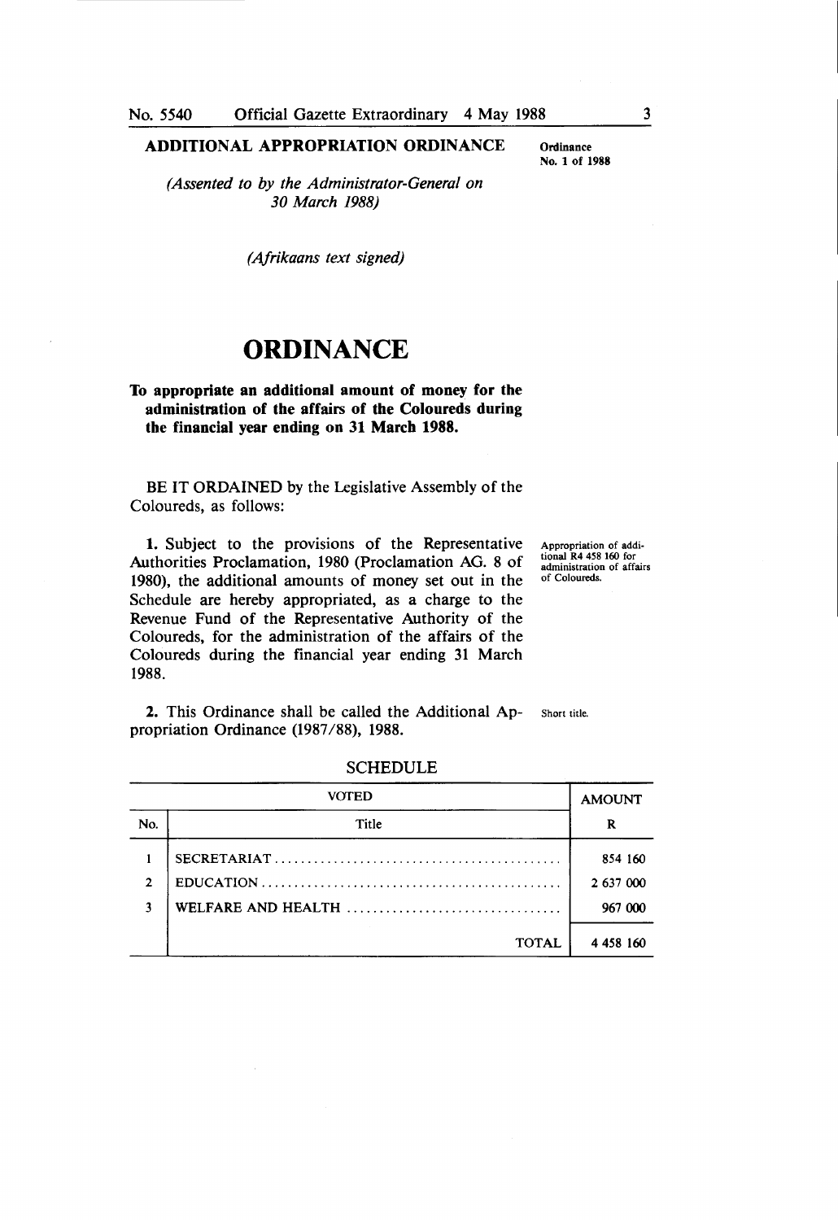**ADDITIONAL APPROPRIATION ORDINANCE**

**Ordinance No. 1 of 1988**

*(Assented to by the Administrator-General on 30 March 1988)*

*(Afrikaans text signed)*

# ORDINANCE

**To appropriate an additional amount of money for the administration of the affairs of the Coloureds during the financial year ending on 31 March 1988.**

BE IT ORDAINED by the Legislative Assembly of the Coloureds, as follows:

Appropriation of additional R4 458 160 for administration of affairs of Coloureds.

**1.** Subject to the provisions of the Representative Authorities Proclamation, 1980 (Proclamation AG. 8 of 1980), the additional amounts of money set out in the Schedule are hereby appropriated, as a charge to the Revenue Fund of the Representative Authority of the Coloureds, for the administration of the affairs of the Coloureds during the financial year ending 31 March 1988.

Short title.

**2.** This Ordinance shall be called the Additional Appropriation Ordinance (1987/88), 1988.

SCHEDULE

| VOTED | | AMOUNT |
|---|---|---|
| No. | Title | R |
| 1 | SECRETARIAT | 854 160 |
| 2 | EDUCATION | 2 637 000 |
| 3 | WELFARE AND HEALTH | 967 000 |
| | TOTAL | 4 458 160 |